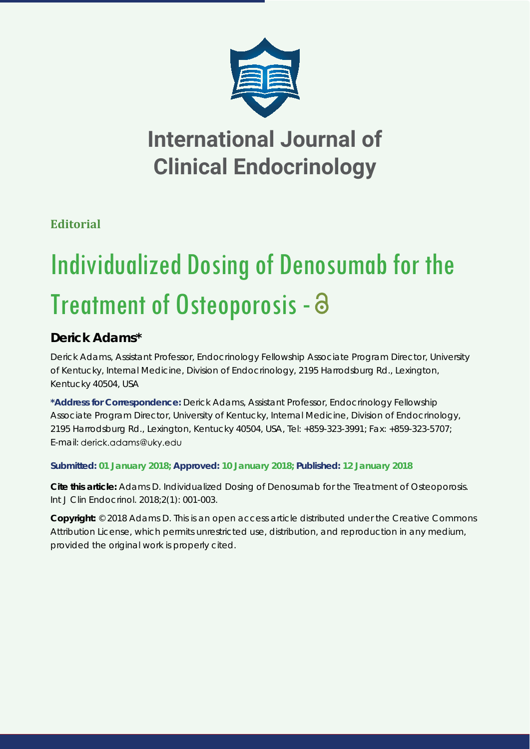# International Journal of Clinical Endocrinology

**Editorial**

# Individualized Dosing of Denosumab for the Treatment of Osteoporosis

## Derick Adams*

Derick Adams, Assistant Professor, Endocrinology Fellowship Associate Program Director, University of Kentucky, Internal Medicine, Division of Endocrinology, 2195 Harrodsburg Rd., Lexington, Kentucky 40504, USA

**\*Address for Correspondence:** Derick Adams, Assistant Professor, Endocrinology Fellowship Associate Program Director, University of Kentucky, Internal Medicine, Division of Endocrinology, 2195 Harrodsburg Rd., Lexington, Kentucky 40504, USA, Tel: +859-323-3991; Fax: +859-323-5707; E-mail: derick.adams@uky.edu

**Submitted: 01 January 2018; Approved: 10 January 2018; Published: 12 January 2018**

**Cite this article:** Adams D. Individualized Dosing of Denosumab for the Treatment of Osteoporosis. Int J Clin Endocrinol. 2018;2(1): 001-003.

**Copyright:** © 2018 Adams D. This is an open access article distributed under the Creative Commons Attribution License, which permits unrestricted use, distribution, and reproduction in any medium, provided the original work is properly cited.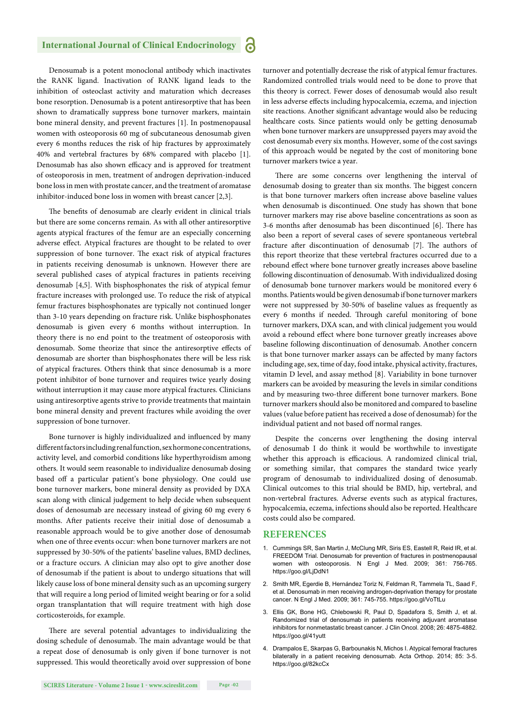Denosumab is a potent monoclonal antibody which inactivates the RANK ligand. Inactivation of RANK ligand leads to the inhibition of osteoclast activity and maturation which decreases bone resorption. Denosumab is a potent antiresorptive that has been shown to dramatically suppress bone turnover markers, maintain bone mineral density, and prevent fractures [1]. In postmenopausal women with osteoporosis 60 mg of subcutaneous denosumab given every 6 months reduces the risk of hip fractures by approximately 40% and vertebral fractures by 68% compared with placebo [1]. Denosumab has also shown efficacy and is approved for treatment of osteoporosis in men, treatment of androgen deprivation-induced bone loss in men with prostate cancer, and the treatment of aromatase inhibitor-induced bone loss in women with breast cancer [2,3].

The benefits of denosumab are clearly evident in clinical trials but there are some concerns remain. As with all other antiresorptive agents atypical fractures of the femur are an especially concerning adverse effect. Atypical fractures are thought to be related to over suppression of bone turnover. The exact risk of atypical fractures in patients receiving denosumab is unknown. However there are several published cases of atypical fractures in patients receiving denosumab [4,5]. With bisphosphonates the risk of atypical femur fracture increases with prolonged use. To reduce the risk of atypical femur fractures bisphosphonates are typically not continued longer than 3-10 years depending on fracture risk. Unlike bisphosphonates denosumab is given every 6 months without interruption. In theory there is no end point to the treatment of osteoporosis with denosumab. Some theorize that since the antiresorptive effects of denosumab are shorter than bisphosphonates there will be less risk of atypical fractures. Others think that since denosumab is a more potent inhibitor of bone turnover and requires twice yearly dosing without interruption it may cause more atypical fractures. Clinicians using antiresorptive agents strive to provide treatments that maintain bone mineral density and prevent fractures while avoiding the over suppression of bone turnover.

Bone turnover is highly individualized and influenced by many different factors including renal function, sex hormone concentrations, activity level, and comorbid conditions like hyperthyroidism among others. It would seem reasonable to individualize denosumab dosing based off a particular patient's bone physiology. One could use bone turnover markers, bone mineral density as provided by DXA scan along with clinical judgement to help decide when subsequent doses of denosumab are necessary instead of giving 60 mg every 6 months. After patients receive their initial dose of denosumab a reasonable approach would be to give another dose of denosumab when one of three events occur: when bone turnover markers are not suppressed by 30-50% of the patients' baseline values, BMD declines, or a fracture occurs. A clinician may also opt to give another dose of denosumab if the patient is about to undergo situations that will likely cause loss of bone mineral density such as an upcoming surgery that will require a long period of limited weight bearing or for a solid organ transplantation that will require treatment with high dose corticosteroids, for example.

There are several potential advantages to individualizing the dosing schedule of denosumab. The main advantage would be that a repeat dose of denosumab is only given if bone turnover is not suppressed. This would theoretically avoid over suppression of bone turnover and potentially decrease the risk of atypical femur fractures. Randomized controlled trials would need to be done to prove that this theory is correct. Fewer doses of denosumab would also result in less adverse effects including hypocalcemia, eczema, and injection site reactions. Another significant advantage would also be reducing healthcare costs. Since patients would only be getting denosumab when bone turnover markers are unsuppressed payers may avoid the cost denosumab every six months. However, some of the cost savings of this approach would be negated by the cost of monitoring bone turnover markers twice a year.

There are some concerns over lengthening the interval of denosumab dosing to greater than six months. The biggest concern is that bone turnover markers often increase above baseline values when denosumab is discontinued. One study has shown that bone turnover markers may rise above baseline concentrations as soon as 3-6 months after denosumab has been discontinued [6]. There has also been a report of several cases of severe spontaneous vertebral fracture after discontinuation of denosumab [7]. The authors of this report theorize that these vertebral fractures occurred due to a rebound effect where bone turnover greatly increases above baseline following discontinuation of denosumab. With individualized dosing of denosumab bone turnover markers would be monitored every 6 months. Patients would be given denosumab if bone turnover markers were not suppressed by 30-50% of baseline values as frequently as every 6 months if needed. Through careful monitoring of bone turnover markers, DXA scan, and with clinical judgement you would avoid a rebound effect where bone turnover greatly increases above baseline following discontinuation of denosumab. Another concern is that bone turnover marker assays can be affected by many factors including age, sex, time of day, food intake, physical activity, fractures, vitamin D level, and assay method [8]. Variability in bone turnover markers can be avoided by measuring the levels in similar conditions and by measuring two-three different bone turnover markers. Bone turnover markers should also be monitored and compared to baseline values (value before patient has received a dose of denosumab) for the individual patient and not based off normal ranges.

Despite the concerns over lengthening the dosing interval of denosumab I do think it would be worthwhile to investigate whether this approach is efficacious. A randomized clinical trial, or something similar, that compares the standard twice yearly program of denosumab to individualized dosing of denosumab. Clinical outcomes to this trial should be BMD, hip, vertebral, and non-vertebral fractures. Adverse events such as atypical fractures, hypocalcemia, eczema, infections should also be reported. Healthcare costs could also be compared.

## REFERENCES

1. Cummings SR, San Martin J, McClung MR, Siris ES, Eastell R, Reid IR, et al. FREEDOM Trial. Denosumab for prevention of fractures in postmenopausal women with osteoporosis. N Engl J Med. 2009; 361: 756-765. https://goo.gl/LjDdN1
2. Smith MR, Egerdie B, Hernández Toriz N, Feldman R, Tammela TL, Saad F, et al. Denosumab in men receiving androgen-deprivation therapy for prostate cancer. N Engl J Med. 2009; 361: 745-755. https://goo.gl/VoTtLu
3. Ellis GK, Bone HG, Chlebowski R, Paul D, Spadafora S, Smith J, et al. Randomized trial of denosumab in patients receiving adjuvant aromatase inhibitors for nonmetastatic breast cancer. J Clin Oncol. 2008; 26: 4875-4882. https://goo.gl/41yutt
4. Drampalos E, Skarpas G, Barbounakis N, Michos I. Atypical femoral fractures bilaterally in a patient receiving denosumab. Acta Orthop. 2014; 85: 3-5. https://goo.gl/82kcCx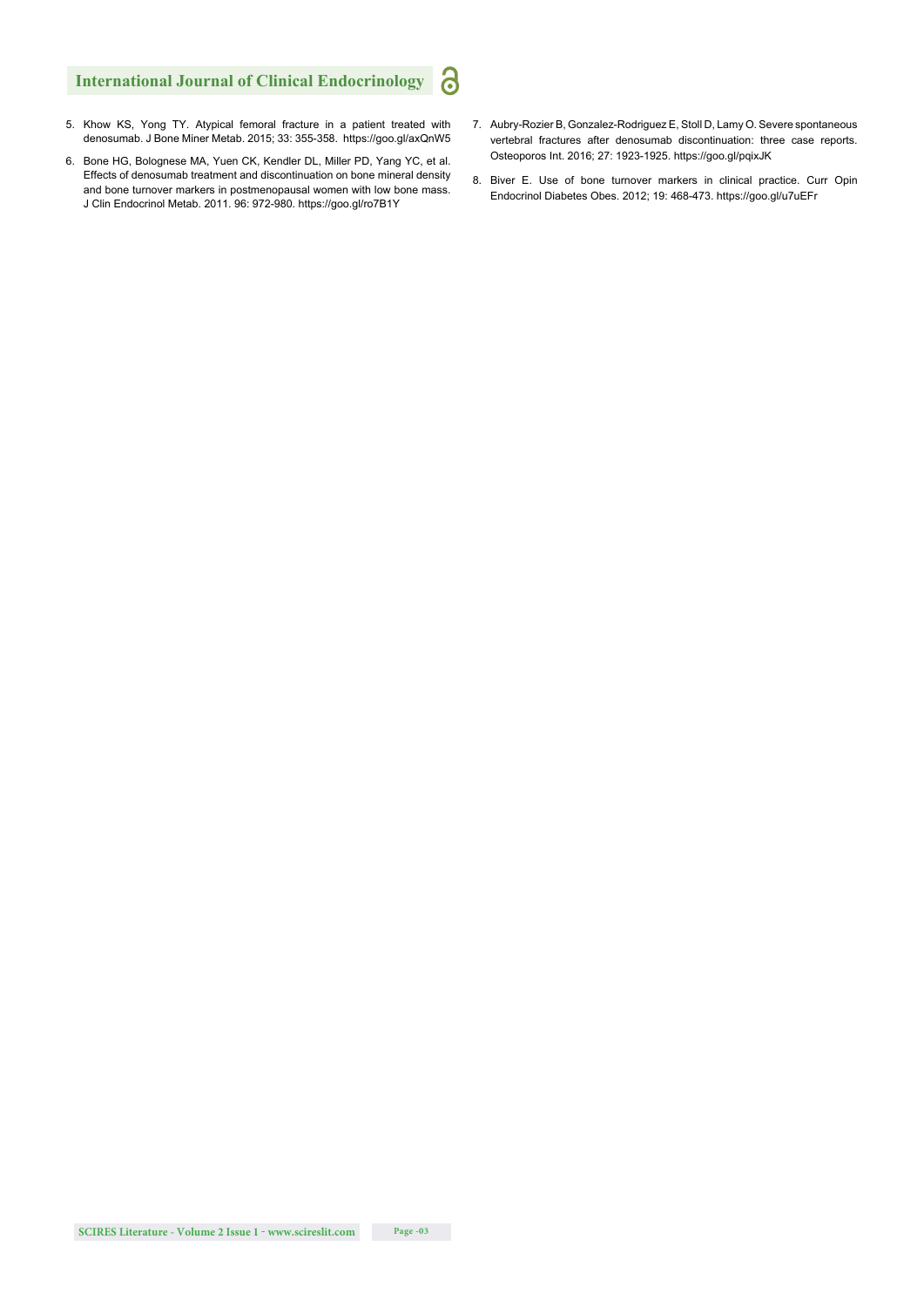5. Khow KS, Yong TY. Atypical femoral fracture in a patient treated with denosumab. J Bone Miner Metab. 2015; 33: 355-358. https://goo.gl/axQnW5
6. Bone HG, Bolognese MA, Yuen CK, Kendler DL, Miller PD, Yang YC, et al. Effects of denosumab treatment and discontinuation on bone mineral density and bone turnover markers in postmenopausal women with low bone mass. J Clin Endocrinol Metab. 2011. 96: 972-980. https://goo.gl/ro7B1Y
7. Aubry-Rozier B, Gonzalez-Rodriguez E, Stoll D, Lamy O. Severe spontaneous vertebral fractures after denosumab discontinuation: three case reports. Osteoporos Int. 2016; 27: 1923-1925. https://goo.gl/pqixJK
8. Biver E. Use of bone turnover markers in clinical practice. Curr Opin Endocrinol Diabetes Obes. 2012; 19: 468-473. https://goo.gl/u7uEFr